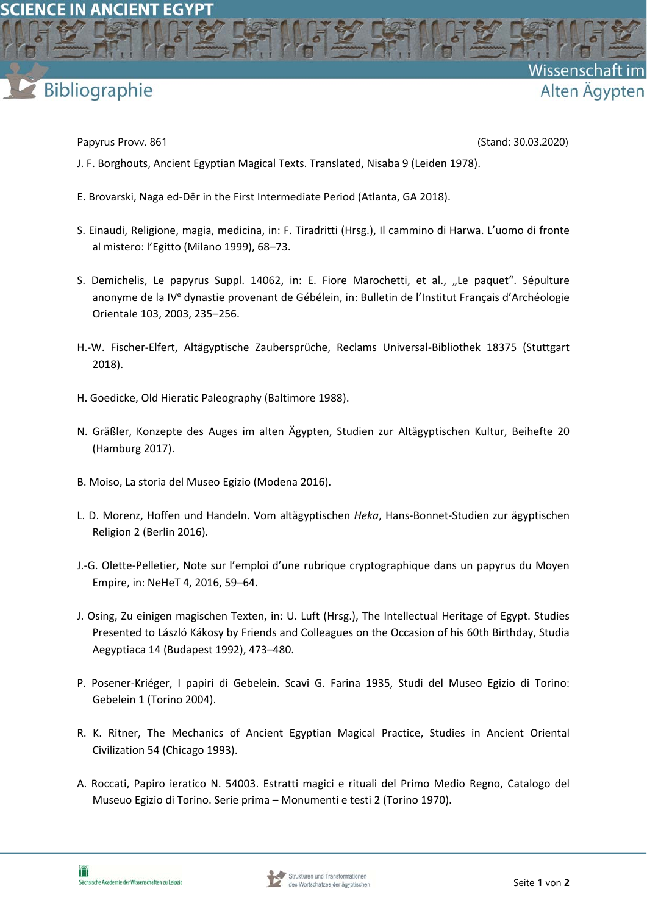Papyrus Provv. 861 (Stand: 30.03.2020)

J. F. Borghouts, Ancient Egyptian Magical Texts. Translated, Nisaba 9 (Leiden 1978).

E. Brovarski, Naga ed-Dêr in the First Intermediate Period (Atlanta, GA 2018).

S. Einaudi, Religione, magia, medicina, in: F. Tiradritti (Hrsg.), Il cammino di Harwa. L'uomo di fronte al mistero: l'Egitto (Milano 1999), 68–73.

S. Demichelis, Le papyrus Suppl. 14062, in: E. Fiore Marochetti, et al., „Le paquet". Sépulture anonyme de la IV^e^ dynastie provenant de Gébélein, in: Bulletin de l'Institut Français d'Archéologie Orientale 103, 2003, 235–256.

H.-W. Fischer-Elfert, Altägyptische Zaubersprüche, Reclams Universal-Bibliothek 18375 (Stuttgart 2018).

H. Goedicke, Old Hieratic Paleography (Baltimore 1988).

N. Gräßler, Konzepte des Auges im alten Ägypten, Studien zur Altägyptischen Kultur, Beihefte 20 (Hamburg 2017).

B. Moiso, La storia del Museo Egizio (Modena 2016).

L. D. Morenz, Hoffen und Handeln. Vom altägyptischen *Heka*, Hans-Bonnet-Studien zur ägyptischen Religion 2 (Berlin 2016).

J.-G. Olette-Pelletier, Note sur l'emploi d'une rubrique cryptographique dans un papyrus du Moyen Empire, in: NeHeT 4, 2016, 59–64.

J. Osing, Zu einigen magischen Texten, in: U. Luft (Hrsg.), The Intellectual Heritage of Egypt. Studies Presented to László Kákosy by Friends and Colleagues on the Occasion of his 60th Birthday, Studia Aegyptiaca 14 (Budapest 1992), 473–480.

P. Posener-Kriéger, I papiri di Gebelein. Scavi G. Farina 1935, Studi del Museo Egizio di Torino: Gebelein 1 (Torino 2004).

R. K. Ritner, The Mechanics of Ancient Egyptian Magical Practice, Studies in Ancient Oriental Civilization 54 (Chicago 1993).

A. Roccati, Papiro ieratico N. 54003. Estratti magici e rituali del Primo Medio Regno, Catalogo del Museuo Egizio di Torino. Serie prima – Monumenti e testi 2 (Torino 1970).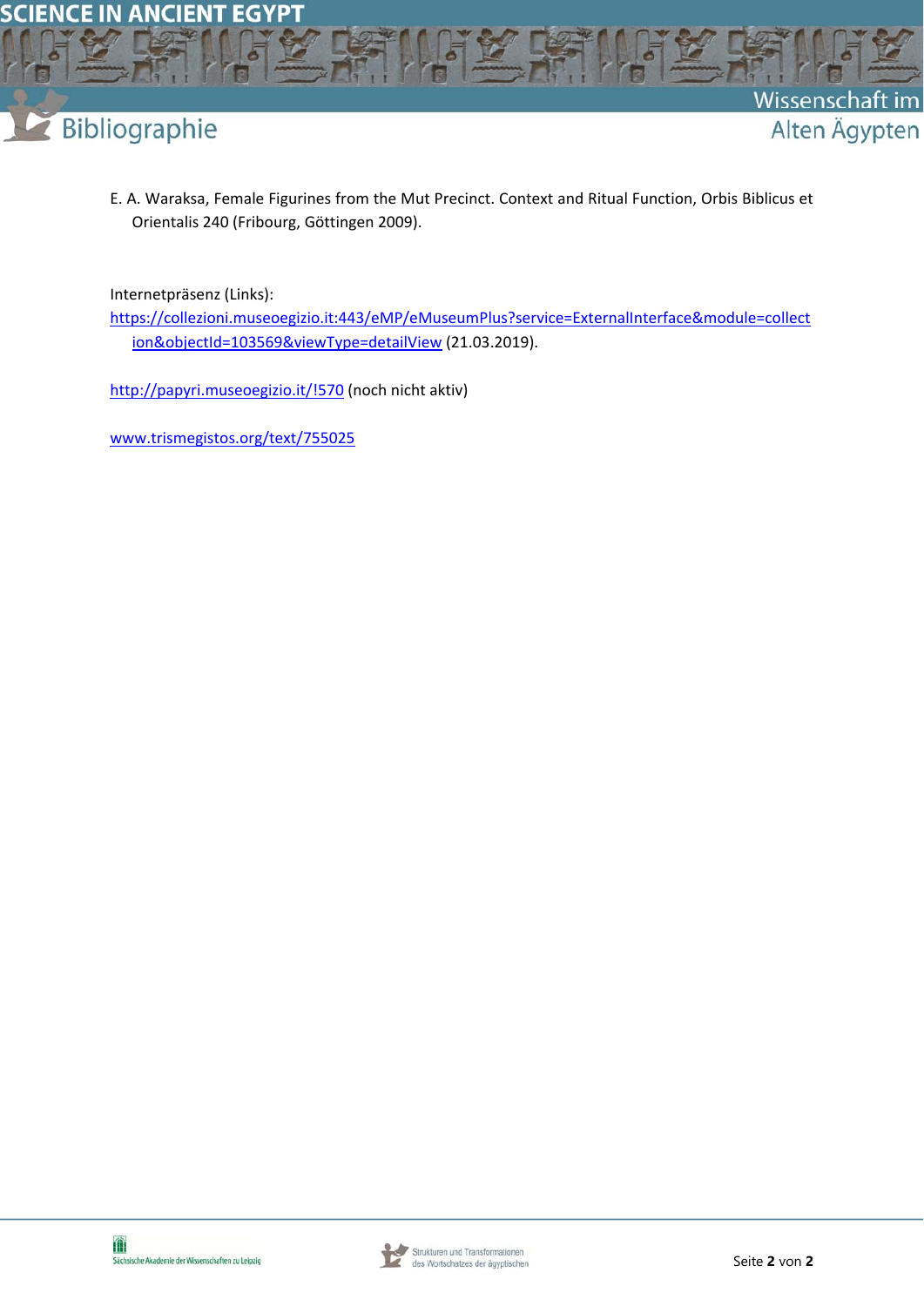E. A. Waraksa, Female Figurines from the Mut Precinct. Context and Ritual Function, Orbis Biblicus et Orientalis 240 (Fribourg, Göttingen 2009).

Internetpräsenz (Links):
https://collezioni.museoegizio.it:443/eMP/eMuseumPlus?service=ExternalInterface&module=collection&objectId=103569&viewType=detailView (21.03.2019).

http://papyri.museoegizio.it/!570 (noch nicht aktiv)

www.trismegistos.org/text/755025